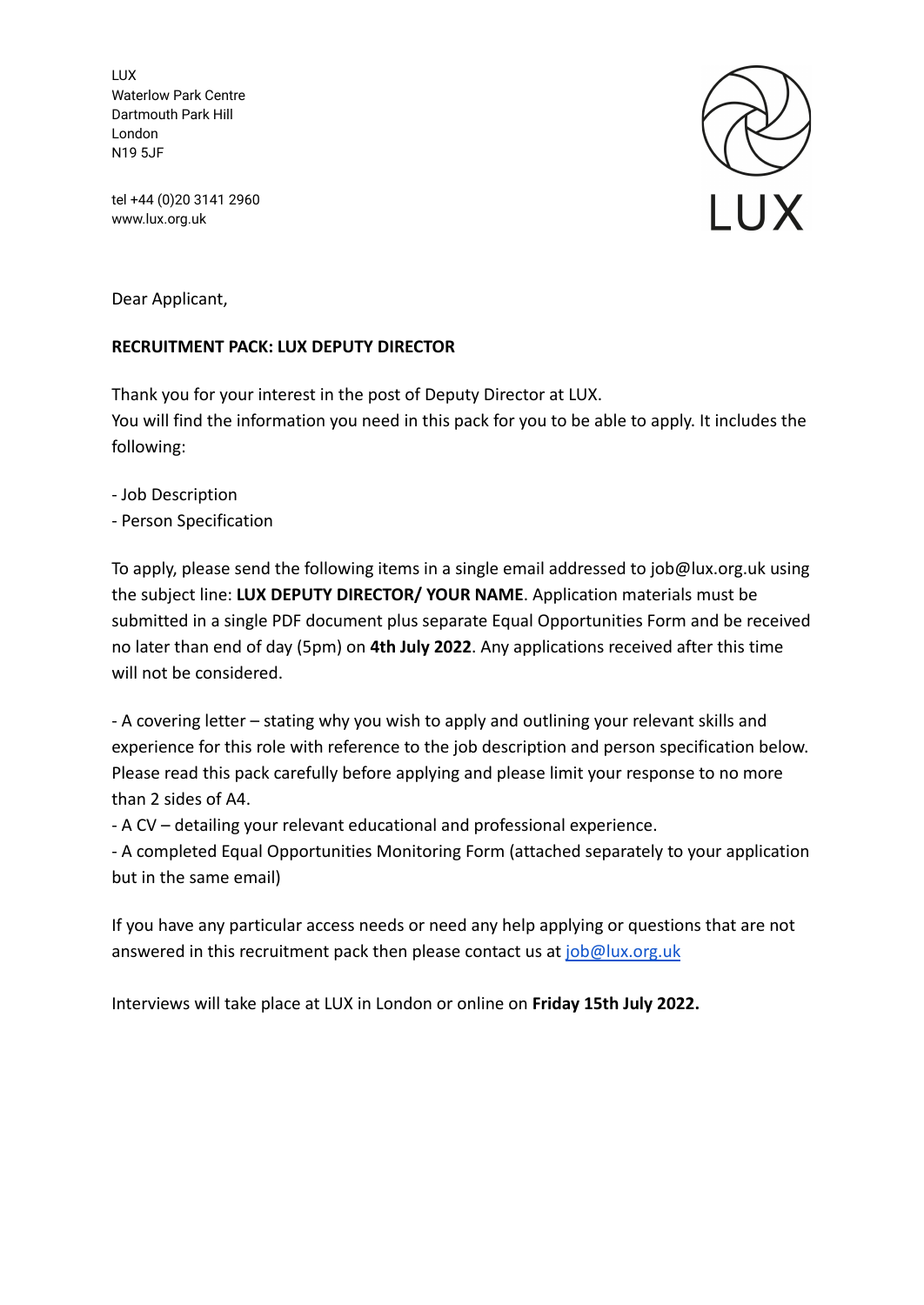LUX
Waterlow Park Centre
Dartmouth Park Hill
London
N19 5JF

tel +44 (0)20 3141 2960
www.lux.org.uk

LUX

Dear Applicant,

**RECRUITMENT PACK: LUX DEPUTY DIRECTOR**

Thank you for your interest in the post of Deputy Director at LUX.
You will find the information you need in this pack for you to be able to apply. It includes the following:

- Job Description
- Person Specification

To apply, please send the following items in a single email addressed to job@lux.org.uk using the subject line: **LUX DEPUTY DIRECTOR/ YOUR NAME**. Application materials must be submitted in a single PDF document plus separate Equal Opportunities Form and be received no later than end of day (5pm) on **4th July 2022**. Any applications received after this time will not be considered.

- A covering letter – stating why you wish to apply and outlining your relevant skills and experience for this role with reference to the job description and person specification below. Please read this pack carefully before applying and please limit your response to no more than 2 sides of A4.
- A CV – detailing your relevant educational and professional experience.
- A completed Equal Opportunities Monitoring Form (attached separately to your application but in the same email)

If you have any particular access needs or need any help applying or questions that are not answered in this recruitment pack then please contact us at job@lux.org.uk

Interviews will take place at LUX in London or online on **Friday 15th July 2022.**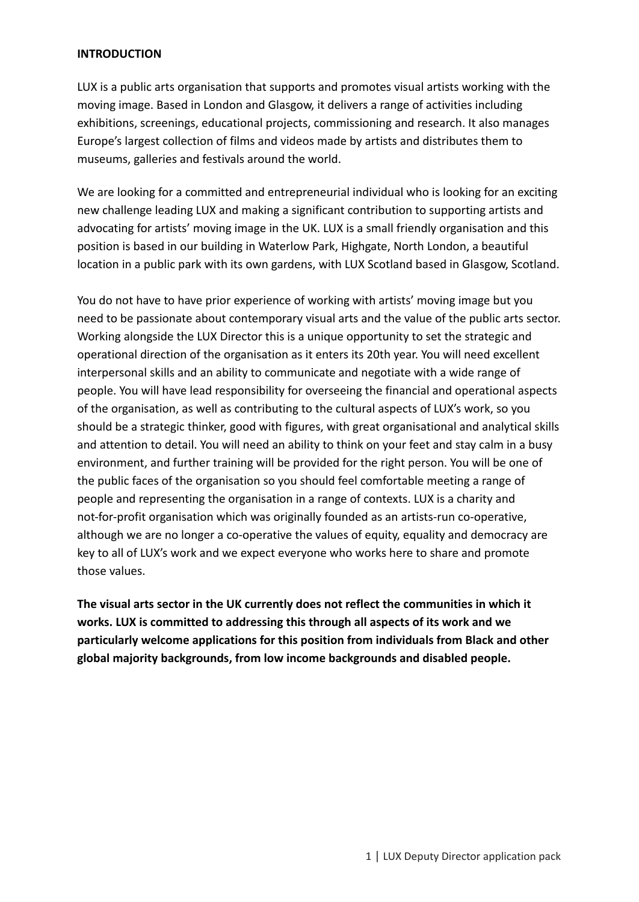**INTRODUCTION**

LUX is a public arts organisation that supports and promotes visual artists working with the moving image. Based in London and Glasgow, it delivers a range of activities including exhibitions, screenings, educational projects, commissioning and research. It also manages Europe's largest collection of films and videos made by artists and distributes them to museums, galleries and festivals around the world.

We are looking for a committed and entrepreneurial individual who is looking for an exciting new challenge leading LUX and making a significant contribution to supporting artists and advocating for artists' moving image in the UK. LUX is a small friendly organisation and this position is based in our building in Waterlow Park, Highgate, North London, a beautiful location in a public park with its own gardens, with LUX Scotland based in Glasgow, Scotland.

You do not have to have prior experience of working with artists' moving image but you need to be passionate about contemporary visual arts and the value of the public arts sector. Working alongside the LUX Director this is a unique opportunity to set the strategic and operational direction of the organisation as it enters its 20th year. You will need excellent interpersonal skills and an ability to communicate and negotiate with a wide range of people. You will have lead responsibility for overseeing the financial and operational aspects of the organisation, as well as contributing to the cultural aspects of LUX's work, so you should be a strategic thinker, good with figures, with great organisational and analytical skills and attention to detail. You will need an ability to think on your feet and stay calm in a busy environment, and further training will be provided for the right person. You will be one of the public faces of the organisation so you should feel comfortable meeting a range of people and representing the organisation in a range of contexts. LUX is a charity and not-for-profit organisation which was originally founded as an artists-run co-operative, although we are no longer a co-operative the values of equity, equality and democracy are key to all of LUX's work and we expect everyone who works here to share and promote those values.

**The visual arts sector in the UK currently does not reflect the communities in which it works. LUX is committed to addressing this through all aspects of its work and we particularly welcome applications for this position from individuals from Black and other global majority backgrounds, from low income backgrounds and disabled people.**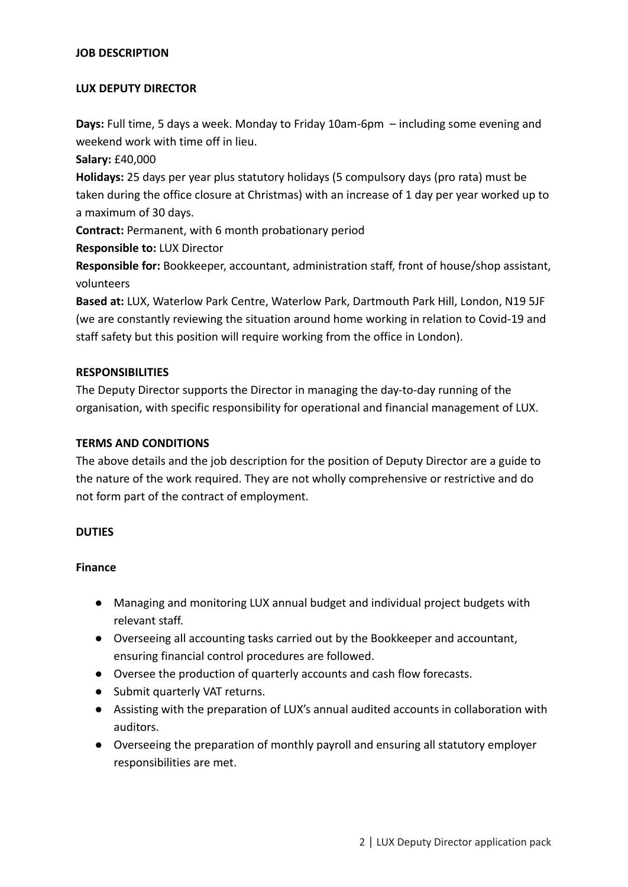**JOB DESCRIPTION**

**LUX DEPUTY DIRECTOR**

**Days:** Full time, 5 days a week. Monday to Friday 10am-6pm – including some evening and weekend work with time off in lieu.

**Salary:** £40,000

**Holidays:** 25 days per year plus statutory holidays (5 compulsory days (pro rata) must be taken during the office closure at Christmas) with an increase of 1 day per year worked up to a maximum of 30 days.

**Contract:** Permanent, with 6 month probationary period

**Responsible to:** LUX Director

**Responsible for:** Bookkeeper, accountant, administration staff, front of house/shop assistant, volunteers

**Based at:** LUX, Waterlow Park Centre, Waterlow Park, Dartmouth Park Hill, London, N19 5JF (we are constantly reviewing the situation around home working in relation to Covid-19 and staff safety but this position will require working from the office in London).

**RESPONSIBILITIES**

The Deputy Director supports the Director in managing the day-to-day running of the organisation, with specific responsibility for operational and financial management of LUX.

**TERMS AND CONDITIONS**

The above details and the job description for the position of Deputy Director are a guide to the nature of the work required. They are not wholly comprehensive or restrictive and do not form part of the contract of employment.

**DUTIES**

**Finance**

- Managing and monitoring LUX annual budget and individual project budgets with relevant staff.
- Overseeing all accounting tasks carried out by the Bookkeeper and accountant, ensuring financial control procedures are followed.
- Oversee the production of quarterly accounts and cash flow forecasts.
- Submit quarterly VAT returns.
- Assisting with the preparation of LUX's annual audited accounts in collaboration with auditors.
- Overseeing the preparation of monthly payroll and ensuring all statutory employer responsibilities are met.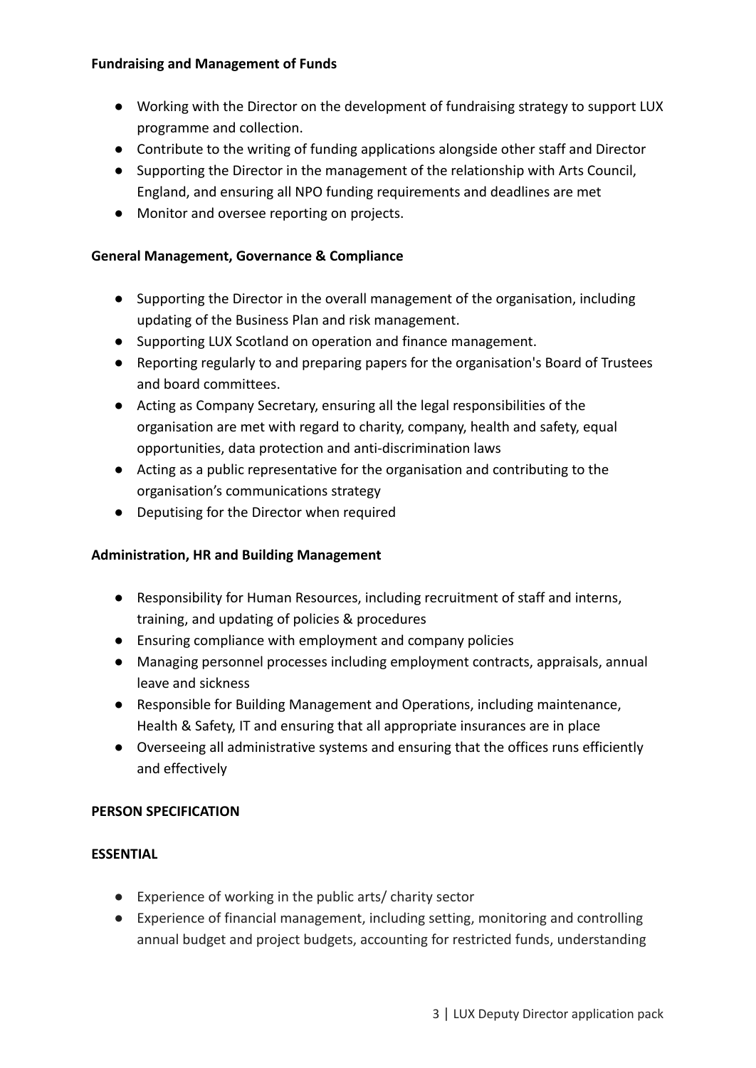**Fundraising and Management of Funds**

- Working with the Director on the development of fundraising strategy to support LUX programme and collection.
- Contribute to the writing of funding applications alongside other staff and Director
- Supporting the Director in the management of the relationship with Arts Council, England, and ensuring all NPO funding requirements and deadlines are met
- Monitor and oversee reporting on projects.

**General Management, Governance & Compliance**

- Supporting the Director in the overall management of the organisation, including updating of the Business Plan and risk management.
- Supporting LUX Scotland on operation and finance management.
- Reporting regularly to and preparing papers for the organisation's Board of Trustees and board committees.
- Acting as Company Secretary, ensuring all the legal responsibilities of the organisation are met with regard to charity, company, health and safety, equal opportunities, data protection and anti-discrimination laws
- Acting as a public representative for the organisation and contributing to the organisation's communications strategy
- Deputising for the Director when required

**Administration, HR and Building Management**

- Responsibility for Human Resources, including recruitment of staff and interns, training, and updating of policies & procedures
- Ensuring compliance with employment and company policies
- Managing personnel processes including employment contracts, appraisals, annual leave and sickness
- Responsible for Building Management and Operations, including maintenance, Health & Safety, IT and ensuring that all appropriate insurances are in place
- Overseeing all administrative systems and ensuring that the offices runs efficiently and effectively

**PERSON SPECIFICATION**

**ESSENTIAL**

- Experience of working in the public arts/ charity sector
- Experience of financial management, including setting, monitoring and controlling annual budget and project budgets, accounting for restricted funds, understanding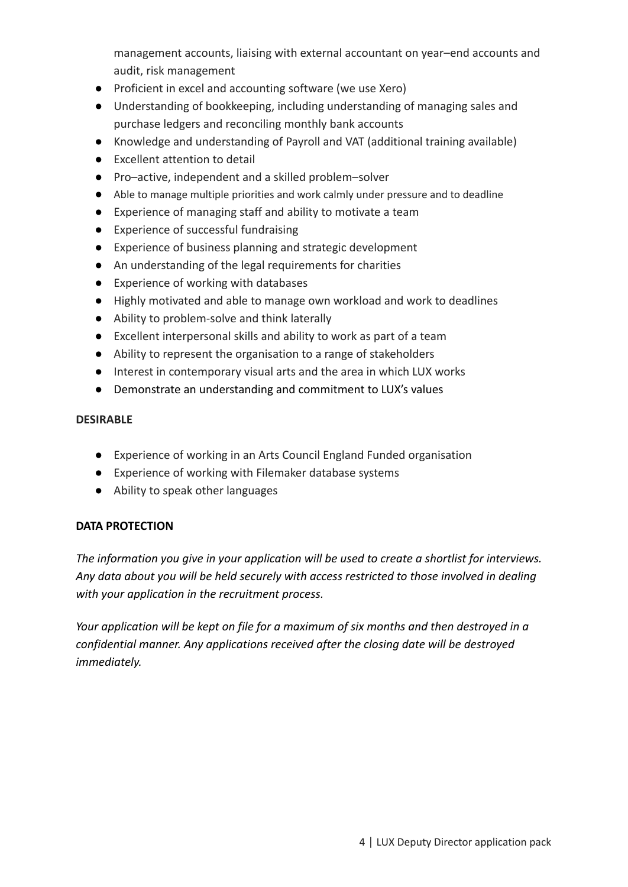management accounts, liaising with external accountant on year–end accounts and audit, risk management

- Proficient in excel and accounting software (we use Xero)
- Understanding of bookkeeping, including understanding of managing sales and purchase ledgers and reconciling monthly bank accounts
- Knowledge and understanding of Payroll and VAT (additional training available)
- Excellent attention to detail
- Pro–active, independent and a skilled problem–solver
- Able to manage multiple priorities and work calmly under pressure and to deadline
- Experience of managing staff and ability to motivate a team
- Experience of successful fundraising
- Experience of business planning and strategic development
- An understanding of the legal requirements for charities
- Experience of working with databases
- Highly motivated and able to manage own workload and work to deadlines
- Ability to problem-solve and think laterally
- Excellent interpersonal skills and ability to work as part of a team
- Ability to represent the organisation to a range of stakeholders
- Interest in contemporary visual arts and the area in which LUX works
- Demonstrate an understanding and commitment to LUX's values

**DESIRABLE**

- Experience of working in an Arts Council England Funded organisation
- Experience of working with Filemaker database systems
- Ability to speak other languages

**DATA PROTECTION**

*The information you give in your application will be used to create a shortlist for interviews. Any data about you will be held securely with access restricted to those involved in dealing with your application in the recruitment process.*

*Your application will be kept on file for a maximum of six months and then destroyed in a confidential manner. Any applications received after the closing date will be destroyed immediately.*